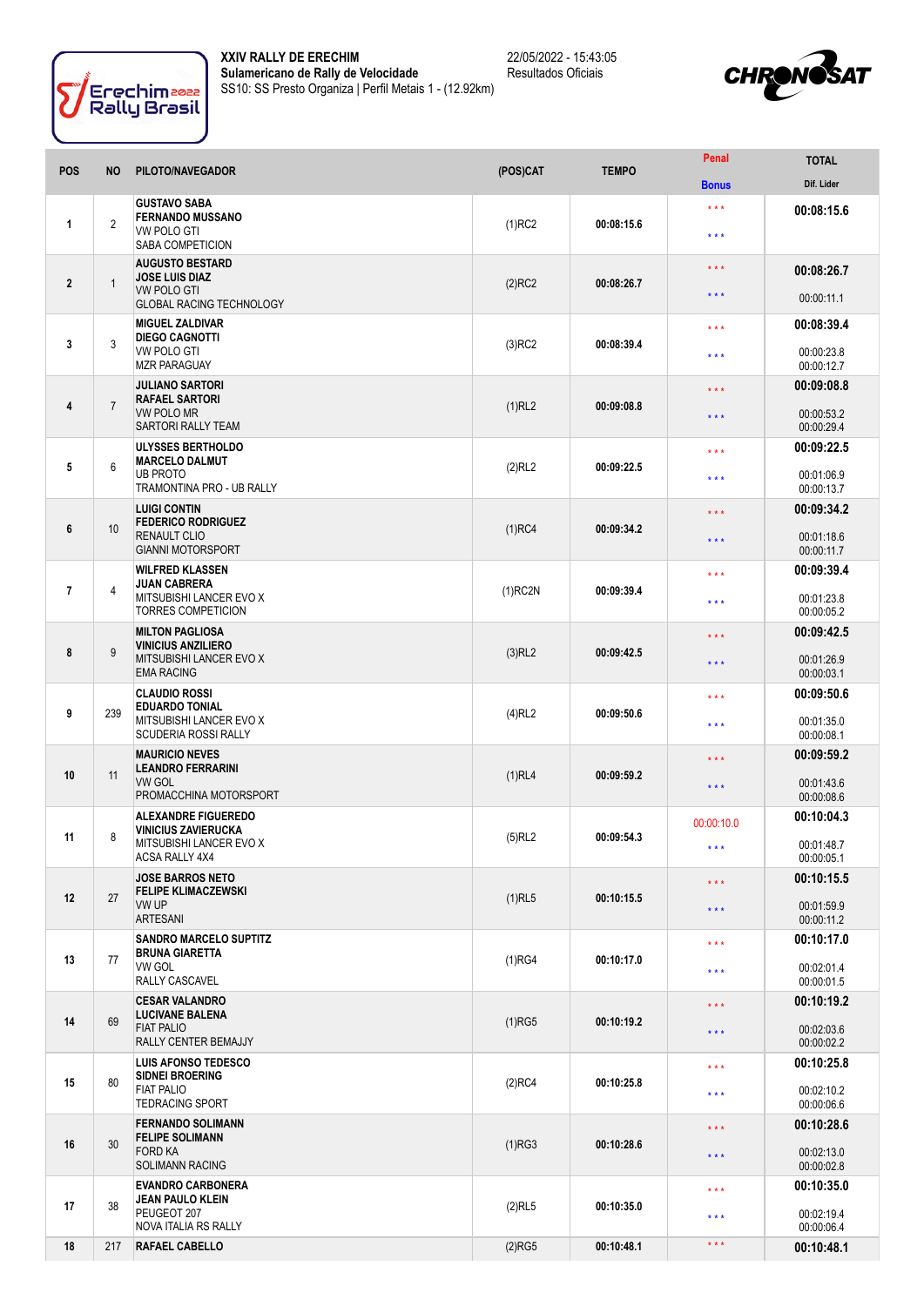**XXIV RALLY DE ERECHIM**
**Sulamericano de Rally de Velocidade**
SS10: SS Presto Organiza | Perfil Metais 1 - (12.92km)

22/05/2022 - 15:43:05
Resultados Oficiais

| POS | NO | PILOTO/NAVEGADOR | (POS)CAT | TEMPO | Penal / Bonus | TOTAL / Dif. Lider |
|---|---|---|---|---|---|---|
| 1 | 2 | **GUSTAVO SABA**<br>**FERNANDO MUSSANO**<br>VW POLO GTI<br>SABA COMPETICION | (1)RC2 | 00:08:15.6 | * * *<br>* * * | **00:08:15.6** |
| 2 | 1 | **AUGUSTO BESTARD**<br>**JOSE LUIS DIAZ**<br>VW POLO GTI<br>GLOBAL RACING TECHNOLOGY | (2)RC2 | 00:08:26.7 | * * *<br>* * * | **00:08:26.7**<br>00:00:11.1 |
| 3 | 3 | **MIGUEL ZALDIVAR**<br>**DIEGO CAGNOTTI**<br>VW POLO GTI<br>MZR PARAGUAY | (3)RC2 | 00:08:39.4 | * * *<br>* * * | **00:08:39.4**<br>00:00:23.8<br>00:00:12.7 |
| 4 | 7 | **JULIANO SARTORI**<br>**RAFAEL SARTORI**<br>VW POLO MR<br>SARTORI RALLY TEAM | (1)RL2 | 00:09:08.8 | * * *<br>* * * | **00:09:08.8**<br>00:00:53.2<br>00:00:29.4 |
| 5 | 6 | **ULYSSES BERTHOLDO**<br>**MARCELO DALMUT**<br>UB PROTO<br>TRAMONTINA PRO - UB RALLY | (2)RL2 | 00:09:22.5 | * * *<br>* * * | **00:09:22.5**<br>00:01:06.9<br>00:00:13.7 |
| 6 | 10 | **LUIGI CONTIN**<br>**FEDERICO RODRIGUEZ**<br>RENAULT CLIO<br>GIANNI MOTORSPORT | (1)RC4 | 00:09:34.2 | * * *<br>* * * | **00:09:34.2**<br>00:01:18.6<br>00:00:11.7 |
| 7 | 4 | **WILFRED KLASSEN**<br>**JUAN CABRERA**<br>MITSUBISHI LANCER EVO X<br>TORRES COMPETICION | (1)RC2N | 00:09:39.4 | * * *<br>* * * | **00:09:39.4**<br>00:01:23.8<br>00:00:05.2 |
| 8 | 9 | **MILTON PAGLIOSA**<br>**VINICIUS ANZILIERO**<br>MITSUBISHI LANCER EVO X<br>EMA RACING | (3)RL2 | 00:09:42.5 | * * *<br>* * * | **00:09:42.5**<br>00:01:26.9<br>00:00:03.1 |
| 9 | 239 | **CLAUDIO ROSSI**<br>**EDUARDO TONIAL**<br>MITSUBISHI LANCER EVO X<br>SCUDERIA ROSSI RALLY | (4)RL2 | 00:09:50.6 | * * *<br>* * * | **00:09:50.6**<br>00:01:35.0<br>00:00:08.1 |
| 10 | 11 | **MAURICIO NEVES**<br>**LEANDRO FERRARINI**<br>VW GOL<br>PROMACCHINA MOTORSPORT | (1)RL4 | 00:09:59.2 | * * *<br>* * * | **00:09:59.2**<br>00:01:43.6<br>00:00:08.6 |
| 11 | 8 | **ALEXANDRE FIGUEREDO**<br>**VINICIUS ZAVIERUCKA**<br>MITSUBISHI LANCER EVO X<br>ACSA RALLY 4X4 | (5)RL2 | 00:09:54.3 | 00:00:10.0<br>* * * | **00:10:04.3**<br>00:01:48.7<br>00:00:05.1 |
| 12 | 27 | **JOSE BARROS NETO**<br>**FELIPE KLIMACZEWSKI**<br>VW UP<br>ARTESANI | (1)RL5 | 00:10:15.5 | * * *<br>* * * | **00:10:15.5**<br>00:01:59.9<br>00:00:11.2 |
| 13 | 77 | **SANDRO MARCELO SUPTITZ**<br>**BRUNA GIARETTA**<br>VW GOL<br>RALLY CASCAVEL | (1)RG4 | 00:10:17.0 | * * *<br>* * * | **00:10:17.0**<br>00:02:01.4<br>00:00:01.5 |
| 14 | 69 | **CESAR VALANDRO**<br>**LUCIVANE BALENA**<br>FIAT PALIO<br>RALLY CENTER BEMAJJY | (1)RG5 | 00:10:19.2 | * * *<br>* * * | **00:10:19.2**<br>00:02:03.6<br>00:00:02.2 |
| 15 | 80 | **LUIS AFONSO TEDESCO**<br>**SIDNEI BROERING**<br>FIAT PALIO<br>TEDRACING SPORT | (2)RC4 | 00:10:25.8 | * * *<br>* * * | **00:10:25.8**<br>00:02:10.2<br>00:00:06.6 |
| 16 | 30 | **FERNANDO SOLIMANN**<br>**FELIPE SOLIMANN**<br>FORD KA<br>SOLIMANN RACING | (1)RG3 | 00:10:28.6 | * * *<br>* * * | **00:10:28.6**<br>00:02:13.0<br>00:00:02.8 |
| 17 | 38 | **EVANDRO CARBONERA**<br>**JEAN PAULO KLEIN**<br>PEUGEOT 207<br>NOVA ITALIA RS RALLY | (2)RL5 | 00:10:35.0 | * * *<br>* * * | **00:10:35.0**<br>00:02:19.4<br>00:00:06.4 |
| 18 | 217 | **RAFAEL CABELLO** | (2)RG5 | 00:10:48.1 | * * * | **00:10:48.1** |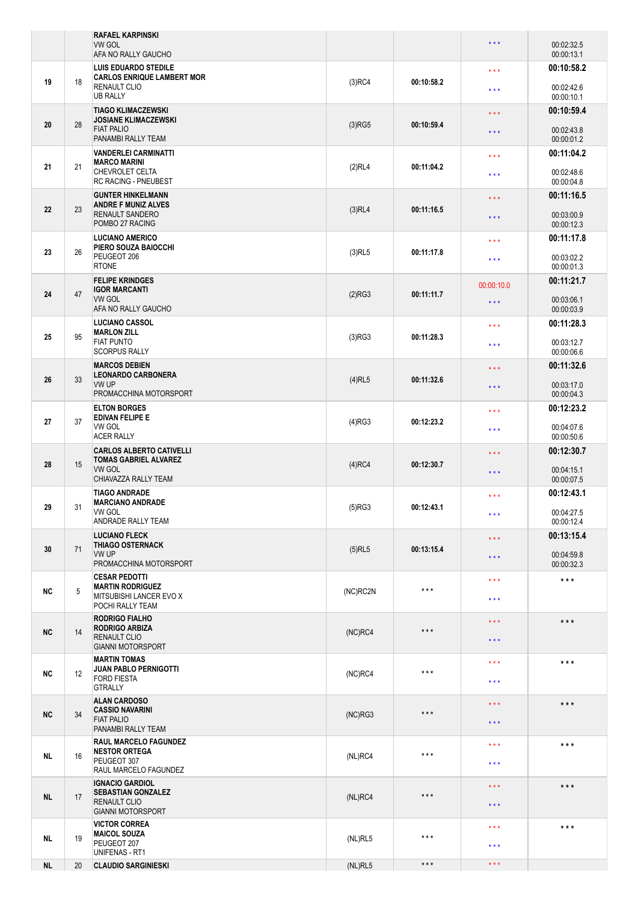| | | | | | | |
|---|---|---|---|---|---|---|
| | | RAFAEL KARPINSKI<br>VW GOL<br>AFA NO RALLY GAUCHO | | | * * * | 00:02:32.5<br>00:00:13.1 |
| 19 | 18 | LUIS EDUARDO STEDILE<br>CARLOS ENRIQUE LAMBERT MOR<br>RENAULT CLIO<br>UB RALLY | (3)RC4 | 00:10:58.2 | * * *<br>* * * | 00:10:58.2<br>00:02:42.6<br>00:00:10.1 |
| 20 | 28 | TIAGO KLIMACZEWSKI<br>JOSIANE KLIMACZEWSKI<br>FIAT PALIO<br>PANAMBI RALLY TEAM | (3)RG5 | 00:10:59.4 | * * *<br>* * * | 00:10:59.4<br>00:02:43.8<br>00:00:01.2 |
| 21 | 21 | VANDERLEI CARMINATTI<br>MARCO MARINI<br>CHEVROLET CELTA<br>RC RACING - PNEUBEST | (2)RL4 | 00:11:04.2 | * * *<br>* * * | 00:11:04.2<br>00:02:48.6<br>00:00:04.8 |
| 22 | 23 | GUNTER HINKELMANN<br>ANDRE F MUNIZ ALVES<br>RENAULT SANDERO<br>POMBO 27 RACING | (3)RL4 | 00:11:16.5 | * * *<br>* * * | 00:11:16.5<br>00:03:00.9<br>00:00:12.3 |
| 23 | 26 | LUCIANO AMERICO<br>PIERO SOUZA BAIOCCHI<br>PEUGEOT 206<br>RTONE | (3)RL5 | 00:11:17.8 | * * *<br>* * * | 00:11:17.8<br>00:03:02.2<br>00:00:01.3 |
| 24 | 47 | FELIPE KRINDGES<br>IGOR MARCANTI<br>VW GOL<br>AFA NO RALLY GAUCHO | (2)RG3 | 00:11:11.7 | 00:00:10.0<br>* * * | 00:11:21.7<br>00:03:06.1<br>00:00:03.9 |
| 25 | 95 | LUCIANO CASSOL<br>MARLON ZILL<br>FIAT PUNTO<br>SCORPUS RALLY | (3)RG3 | 00:11:28.3 | * * *<br>* * * | 00:11:28.3<br>00:03:12.7<br>00:00:06.6 |
| 26 | 33 | MARCOS DEBIEN<br>LEONARDO CARBONERA<br>VW UP<br>PROMACCHINA MOTORSPORT | (4)RL5 | 00:11:32.6 | * * *<br>* * * | 00:11:32.6<br>00:03:17.0<br>00:00:04.3 |
| 27 | 37 | ELTON BORGES<br>EDIVAN FELIPE E<br>VW GOL<br>ACER RALLY | (4)RG3 | 00:12:23.2 | * * *<br>* * * | 00:12:23.2<br>00:04:07.6<br>00:00:50.6 |
| 28 | 15 | CARLOS ALBERTO CATIVELLI<br>TOMAS GABRIEL ALVAREZ<br>VW GOL<br>CHIAVAZZA RALLY TEAM | (4)RC4 | 00:12:30.7 | * * *<br>* * * | 00:12:30.7<br>00:04:15.1<br>00:00:07.5 |
| 29 | 31 | TIAGO ANDRADE<br>MARCIANO ANDRADE<br>VW GOL<br>ANDRADE RALLY TEAM | (5)RG3 | 00:12:43.1 | * * *<br>* * * | 00:12:43.1<br>00:04:27.5<br>00:00:12.4 |
| 30 | 71 | LUCIANO FLECK<br>THIAGO OSTERNACK<br>VW UP<br>PROMACCHINA MOTORSPORT | (5)RL5 | 00:13:15.4 | * * *<br>* * * | 00:13:15.4<br>00:04:59.8<br>00:00:32.3 |
| NC | 5 | CESAR PEDOTTI<br>MARTIN RODRIGUEZ<br>MITSUBISHI LANCER EVO X<br>POCHI RALLY TEAM | (NC)RC2N | * * * | * * *<br>* * * | * * * |
| NC | 14 | RODRIGO FIALHO<br>RODRIGO ARBIZA<br>RENAULT CLIO<br>GIANNI MOTORSPORT | (NC)RC4 | * * * | * * *<br>* * * | * * * |
| NC | 12 | MARTIN TOMAS<br>JUAN PABLO PERNIGOTTI<br>FORD FIESTA<br>GTRALLY | (NC)RC4 | * * * | * * *<br>* * * | * * * |
| NC | 34 | ALAN CARDOSO<br>CASSIO NAVARINI<br>FIAT PALIO<br>PANAMBI RALLY TEAM | (NC)RG3 | * * * | * * *<br>* * * | * * * |
| NL | 16 | RAUL MARCELO FAGUNDEZ<br>NESTOR ORTEGA<br>PEUGEOT 307<br>RAUL MARCELO FAGUNDEZ | (NL)RC4 | * * * | * * *<br>* * * | * * * |
| NL | 17 | IGNACIO GARDIOL<br>SEBASTIAN GONZALEZ<br>RENAULT CLIO<br>GIANNI MOTORSPORT | (NL)RC4 | * * * | * * *<br>* * * | * * * |
| NL | 19 | VICTOR CORREA<br>MAICOL SOUZA<br>PEUGEOT 207<br>UNIFENAS - RT1 | (NL)RL5 | * * * | * * *<br>* * * | * * * |
| NL | 20 | CLAUDIO SARGINIESKI | (NL)RL5 | * * * | * * * | |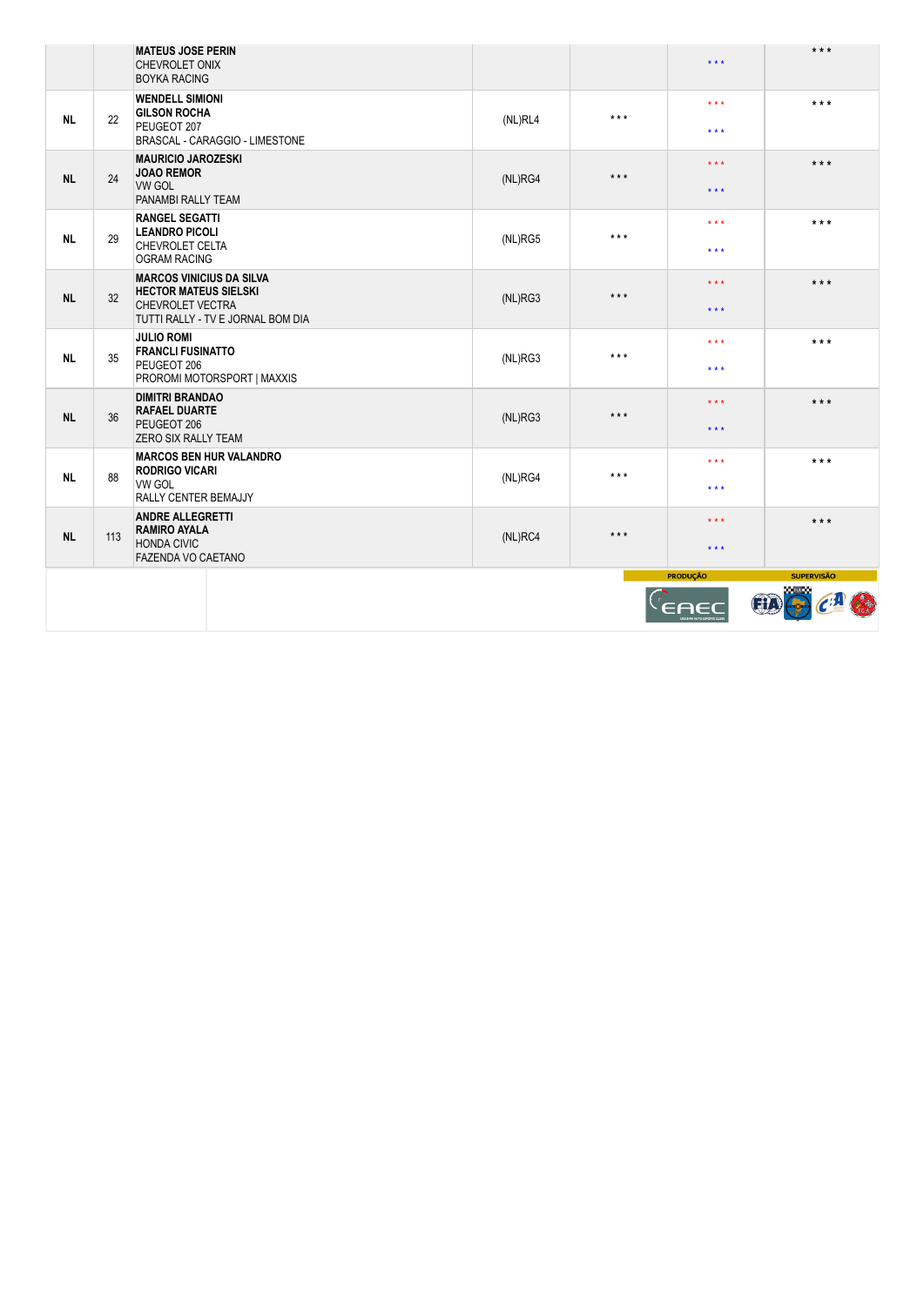| | | | | | | |
|---|---|---|---|---|---|---|
| | | **MATEUS JOSE PERIN**<br>CHEVROLET ONIX<br>BOYKA RACING | | | * * * | * * * |
| NL | 22 | **WENDELL SIMIONI**<br>**GILSON ROCHA**<br>PEUGEOT 207<br>BRASCAL - CARAGGIO - LIMESTONE | (NL)RL4 | * * * | * * *<br>* * * | * * * |
| NL | 24 | **MAURICIO JAROZESKI**<br>**JOAO REMOR**<br>VW GOL<br>PANAMBI RALLY TEAM | (NL)RG4 | * * * | * * *<br>* * * | * * * |
| NL | 29 | **RANGEL SEGATTI**<br>**LEANDRO PICOLI**<br>CHEVROLET CELTA<br>OGRAM RACING | (NL)RG5 | * * * | * * *<br>* * * | * * * |
| NL | 32 | **MARCOS VINICIUS DA SILVA**<br>**HECTOR MATEUS SIELSKI**<br>CHEVROLET VECTRA<br>TUTTI RALLY - TV E JORNAL BOM DIA | (NL)RG3 | * * * | * * *<br>* * * | * * * |
| NL | 35 | **JULIO ROMI**<br>**FRANCLI FUSINATTO**<br>PEUGEOT 206<br>PROROMI MOTORSPORT \| MAXXIS | (NL)RG3 | * * * | * * *<br>* * * | * * * |
| NL | 36 | **DIMITRI BRANDAO**<br>**RAFAEL DUARTE**<br>PEUGEOT 206<br>ZERO SIX RALLY TEAM | (NL)RG3 | * * * | * * *<br>* * * | * * * |
| NL | 88 | **MARCOS BEN HUR VALANDRO**<br>**RODRIGO VICARI**<br>VW GOL<br>RALLY CENTER BEMAJJY | (NL)RG4 | * * * | * * *<br>* * * | * * * |
| NL | 113 | **ANDRE ALLEGRETTI**<br>**RAMIRO AYALA**<br>HONDA CIVIC<br>FAZENDA VO CAETANO | (NL)RC4 | * * * | * * *<br>* * * | * * * |

PRODUÇÃO

SUPERVISÃO